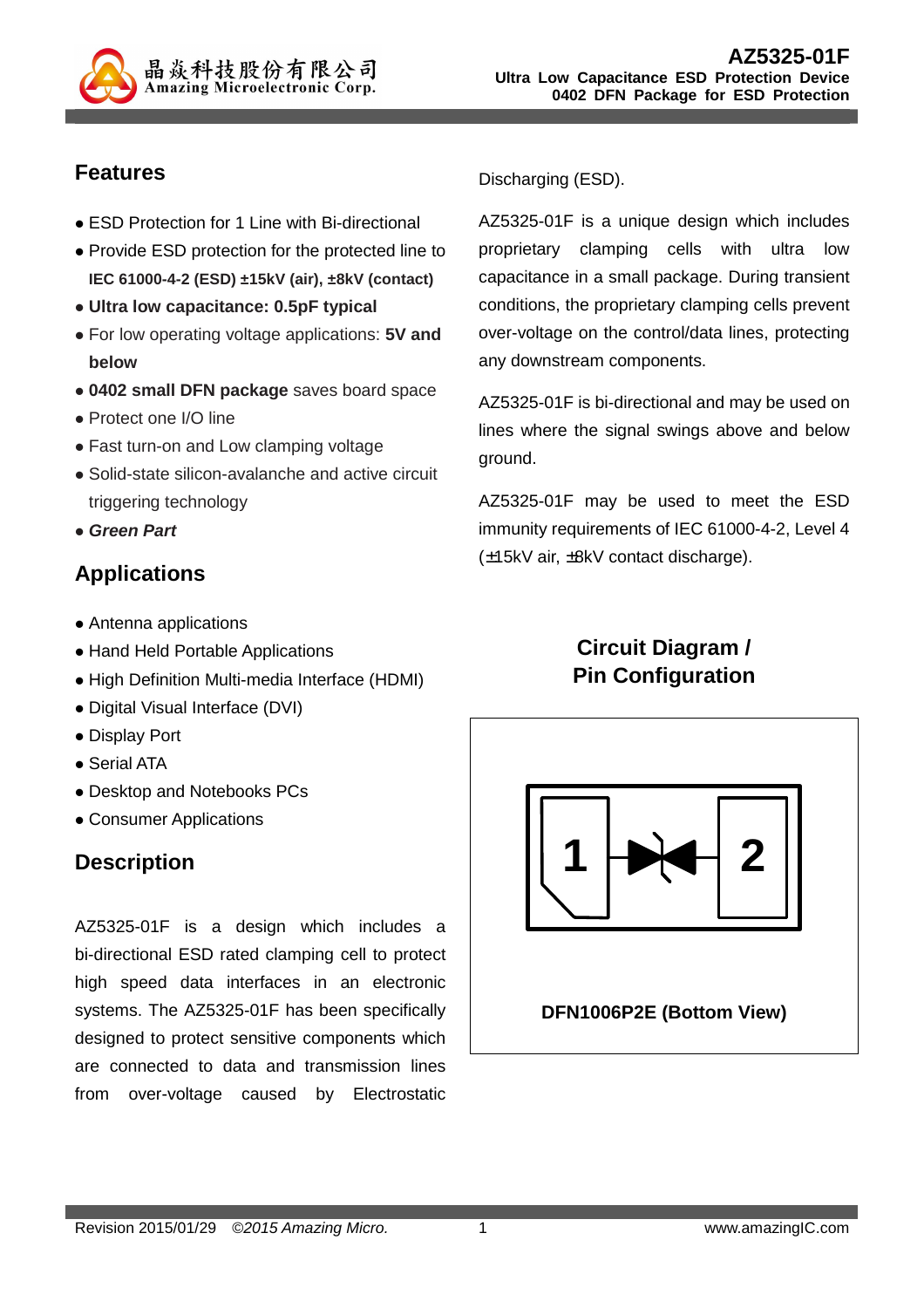# AZ5325-01F

**Ultra Low Capacitance ESD Protection Device**
**0402 DFN Package for ESD Protection**

## Features

- ESD Protection for 1 Line with Bi-directional
- Provide ESD protection for the protected line to **IEC 61000-4-2 (ESD) ±15kV (air), ±8kV (contact)**
- **Ultra low capacitance: 0.5pF typical**
- For low operating voltage applications: **5V and below**
- **0402 small DFN package** saves board space
- Protect one I/O line
- Fast turn-on and Low clamping voltage
- Solid-state silicon-avalanche and active circuit triggering technology
- ***Green Part***

## Applications

- Antenna applications
- Hand Held Portable Applications
- High Definition Multi-media Interface (HDMI)
- Digital Visual Interface (DVI)
- Display Port
- Serial ATA
- Desktop and Notebooks PCs
- Consumer Applications

## Description

AZ5325-01F is a design which includes a bi-directional ESD rated clamping cell to protect high speed data interfaces in an electronic systems. The AZ5325-01F has been specifically designed to protect sensitive components which are connected to data and transmission lines from over-voltage caused by Electrostatic Discharging (ESD).

AZ5325-01F is a unique design which includes proprietary clamping cells with ultra low capacitance in a small package. During transient conditions, the proprietary clamping cells prevent over-voltage on the control/data lines, protecting any downstream components.

AZ5325-01F is bi-directional and may be used on lines where the signal swings above and below ground.

AZ5325-01F may be used to meet the ESD immunity requirements of IEC 61000-4-2, Level 4 (±15kV air, ±8kV contact discharge).

## Circuit Diagram / Pin Configuration

1 2

DFN1006P2E (Bottom View)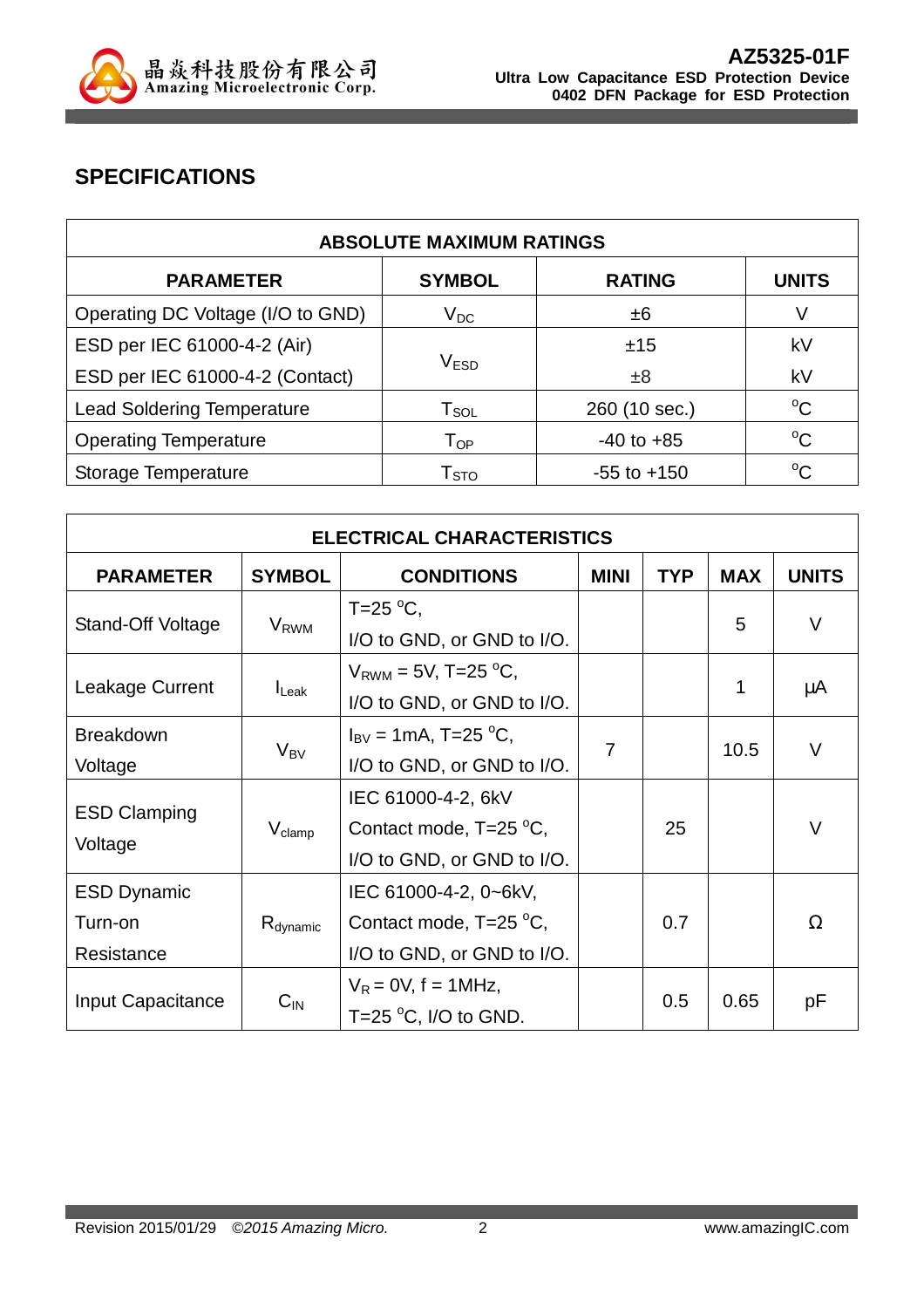## SPECIFICATIONS

| ABSOLUTE MAXIMUM RATINGS | | | |
|---|---|---|---|
| **PARAMETER** | **SYMBOL** | **RATING** | **UNITS** |
| Operating DC Voltage (I/O to GND) | $V_{DC}$ | ±6 | V |
| ESD per IEC 61000-4-2 (Air) | $V_{ESD}$ | ±15 | kV |
| ESD per IEC 61000-4-2 (Contact) | | ±8 | kV |
| Lead Soldering Temperature | $T_{SOL}$ | 260 (10 sec.) | $^{o}$C |
| Operating Temperature | $T_{OP}$ | -40 to +85 | $^{o}$C |
| Storage Temperature | $T_{STO}$ | -55 to +150 | $^{o}$C |

| ELECTRICAL CHARACTERISTICS | | | | | | |
|---|---|---|---|---|---|---|
| **PARAMETER** | **SYMBOL** | **CONDITIONS** | **MINI** | **TYP** | **MAX** | **UNITS** |
| Stand-Off Voltage | $V_{RWM}$ | T=25 $^{o}$C, I/O to GND, or GND to I/O. | | | 5 | V |
| Leakage Current | $I_{Leak}$ | $V_{RWM}$ = 5V, T=25 $^{o}$C, I/O to GND, or GND to I/O. | | | 1 | µA |
| Breakdown Voltage | $V_{BV}$ | $I_{BV}$ = 1mA, T=25 $^{o}$C, I/O to GND, or GND to I/O. | 7 | | 10.5 | V |
| ESD Clamping Voltage | $V_{clamp}$ | IEC 61000-4-2, 6kV Contact mode, T=25 $^{o}$C, I/O to GND, or GND to I/O. | | 25 | | V |
| ESD Dynamic Turn-on Resistance | $R_{dynamic}$ | IEC 61000-4-2, 0~6kV, Contact mode, T=25 $^{o}$C, I/O to GND, or GND to I/O. | | 0.7 | | Ω |
| Input Capacitance | $C_{IN}$ | $V_R$ = 0V, f = 1MHz, T=25 $^{o}$C, I/O to GND. | | 0.5 | 0.65 | pF |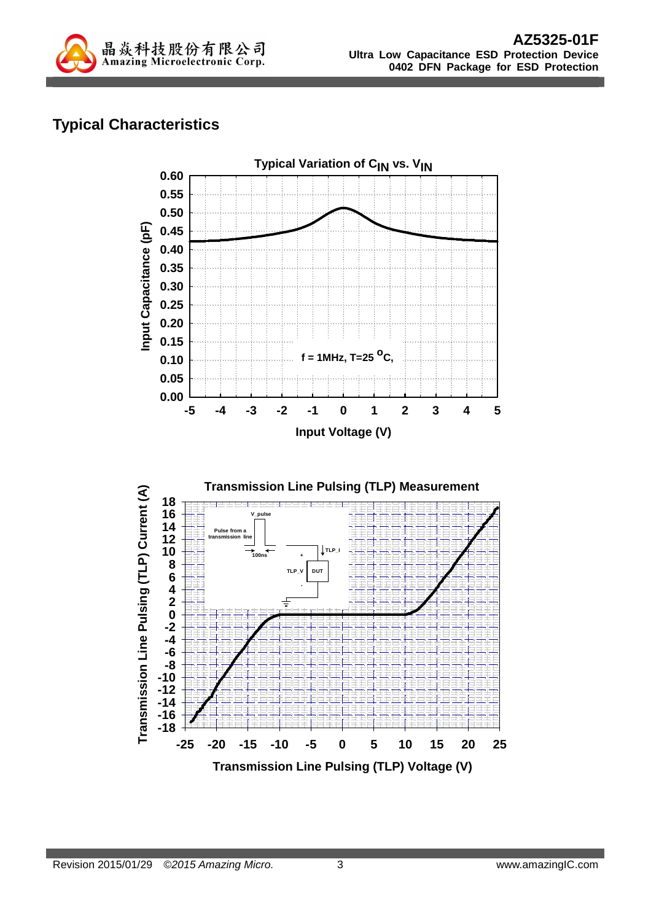## Typical Characteristics

**Typical Variation of $C_{IN}$ vs. $V_{IN}$**

Input Capacitance (pF)

f = 1MHz, T=25 °C,

Input Voltage (V)

**Transmission Line Pulsing (TLP) Measurement**

Transmission Line Pulsing (TLP) Current (A)

V_pulse

Pulse from a transmission line

100ns

TLP_I

TLP_V

DUT

Transmission Line Pulsing (TLP) Voltage (V)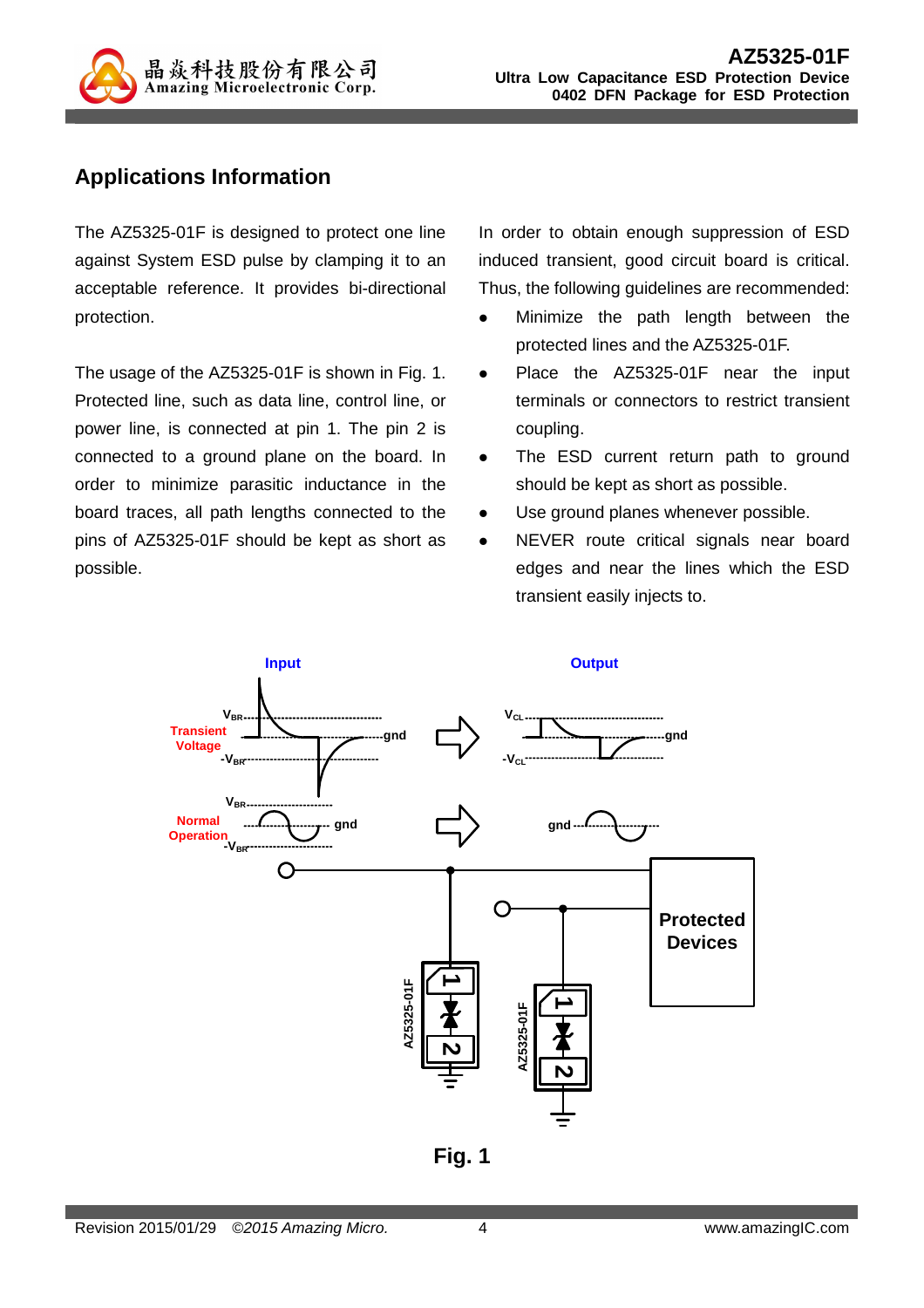## Applications Information

The AZ5325-01F is designed to protect one line against System ESD pulse by clamping it to an acceptable reference. It provides bi-directional protection.

The usage of the AZ5325-01F is shown in Fig. 1. Protected line, such as data line, control line, or power line, is connected at pin 1. The pin 2 is connected to a ground plane on the board. In order to minimize parasitic inductance in the board traces, all path lengths connected to the pins of AZ5325-01F should be kept as short as possible.

In order to obtain enough suppression of ESD induced transient, good circuit board is critical. Thus, the following guidelines are recommended:

- Minimize the path length between the protected lines and the AZ5325-01F.
- Place the AZ5325-01F near the input terminals or connectors to restrict transient coupling.
- The ESD current return path to ground should be kept as short as possible.
- Use ground planes whenever possible.
- NEVER route critical signals near board edges and near the lines which the ESD transient easily injects to.

Input | Output

Transient Voltage: $V_{BR}$, gnd, $-V_{BR}$ → $V_{CL}$, gnd, $-V_{CL}$

Normal Operation: $V_{BR}$, gnd, $-V_{BR}$ → gnd

AZ5325-01F | AZ5325-01F | Protected Devices

**Fig. 1**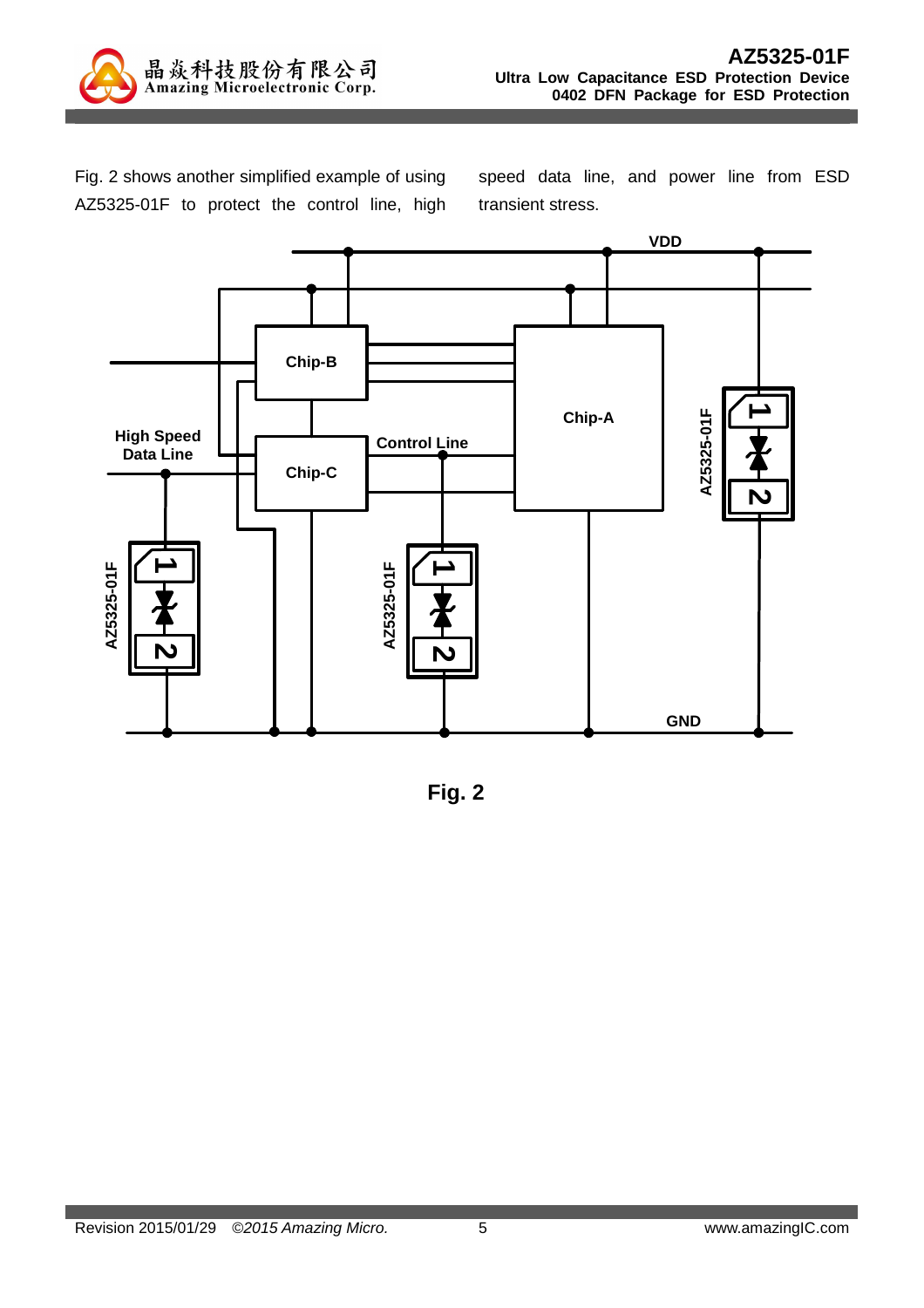Fig. 2 shows another simplified example of using AZ5325-01F to protect the control line, high speed data line, and power line from ESD transient stress.

Fig. 2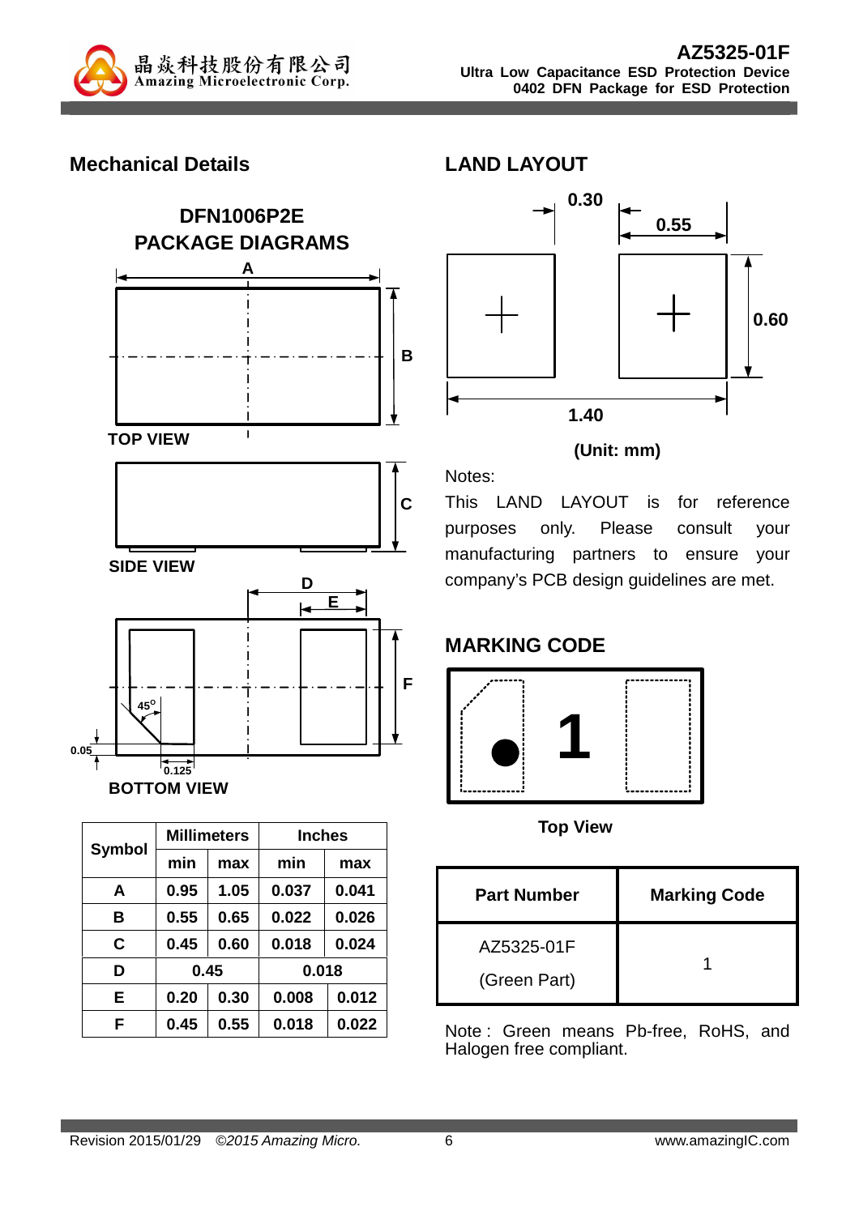## Mechanical Details

### DFN1006P2E PACKAGE DIAGRAMS

TOP VIEW

SIDE VIEW

BOTTOM VIEW

| Symbol | Millimeters | | Inches | |
|---|---|---|---|---|
| | min | max | min | max |
| A | 0.95 | 1.05 | 0.037 | 0.041 |
| B | 0.55 | 0.65 | 0.022 | 0.026 |
| C | 0.45 | 0.60 | 0.018 | 0.024 |
| D | 0.45 | | 0.018 | |
| E | 0.20 | 0.30 | 0.008 | 0.012 |
| F | 0.45 | 0.55 | 0.018 | 0.022 |

## LAND LAYOUT

(Unit: mm)

Notes:

This LAND LAYOUT is for reference purposes only. Please consult your manufacturing partners to ensure your company's PCB design guidelines are met.

## MARKING CODE

Top View

| Part Number | Marking Code |
|---|---|
| AZ5325-01F (Green Part) | 1 |

Note : Green means Pb-free, RoHS, and Halogen free compliant.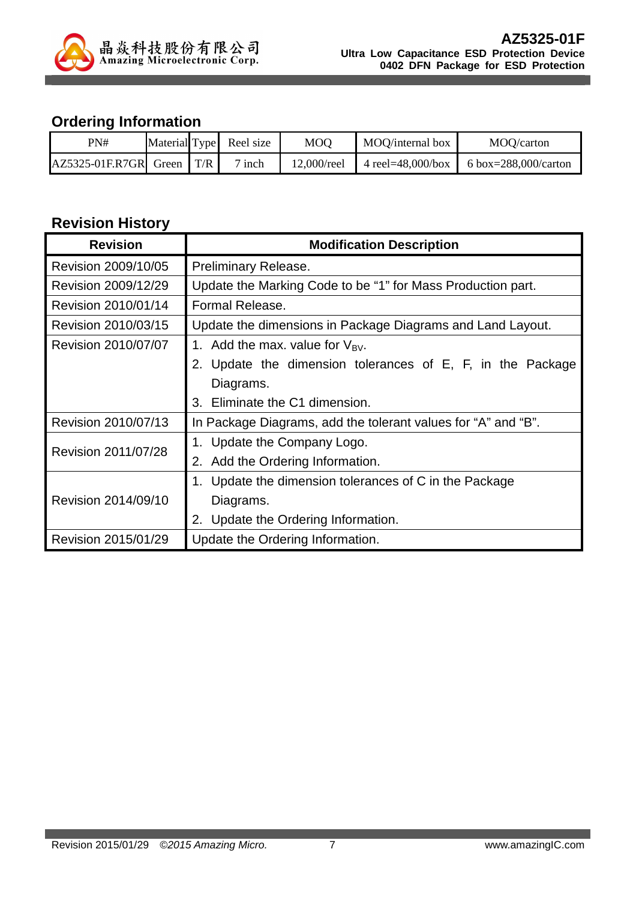## Ordering Information

| PN# | Material | Type | Reel size | MOQ | MOQ/internal box | MOQ/carton |
|---|---|---|---|---|---|---|
| AZ5325-01F.R7GR | Green | T/R | 7 inch | 12,000/reel | 4 reel=48,000/box | 6 box=288,000/carton |

## Revision History

| Revision | Modification Description |
|---|---|
| Revision 2009/10/05 | Preliminary Release. |
| Revision 2009/12/29 | Update the Marking Code to be "1" for Mass Production part. |
| Revision 2010/01/14 | Formal Release. |
| Revision 2010/03/15 | Update the dimensions in Package Diagrams and Land Layout. |
| Revision 2010/07/07 | 1. Add the max. value for $V_{BV}$.<br>2. Update the dimension tolerances of E, F, in the Package Diagrams.<br>3. Eliminate the C1 dimension. |
| Revision 2010/07/13 | In Package Diagrams, add the tolerant values for "A" and "B". |
| Revision 2011/07/28 | 1. Update the Company Logo.<br>2. Add the Ordering Information. |
| Revision 2014/09/10 | 1. Update the dimension tolerances of C in the Package Diagrams.<br>2. Update the Ordering Information. |
| Revision 2015/01/29 | Update the Ordering Information. |